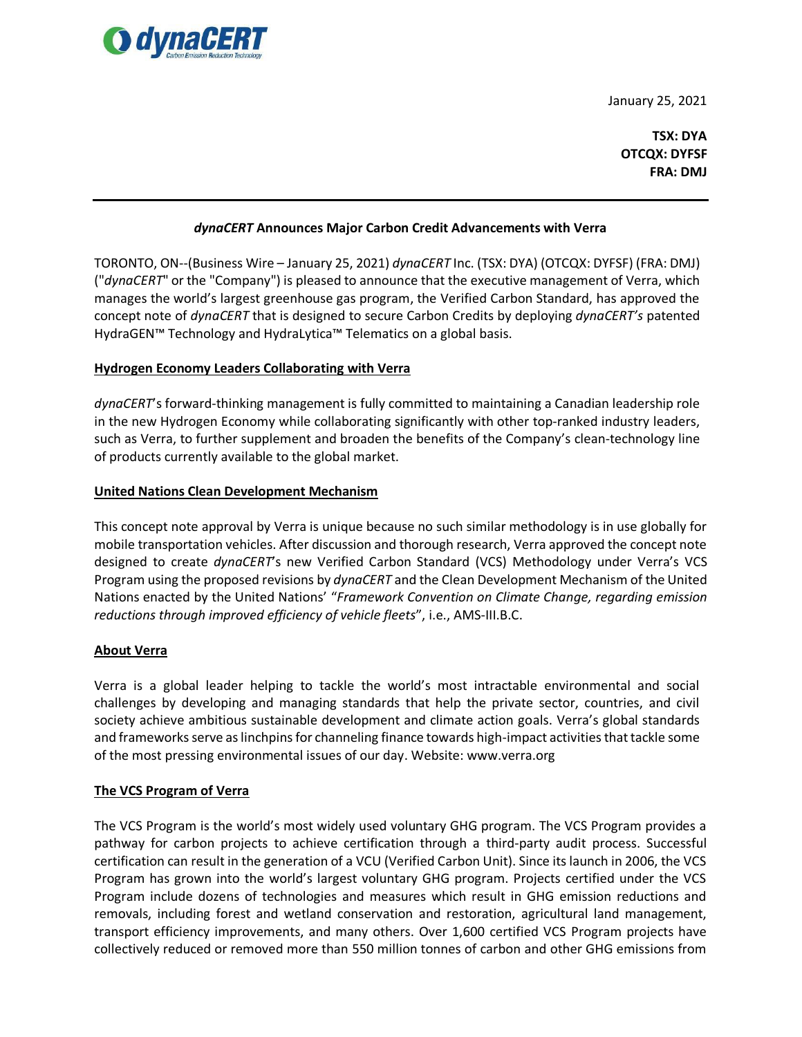January 25, 2021

**TSX: DYA**
**OTCQX: DYFSF**
**FRA: DMJ**

---

## ***dynaCERT*** **Announces Major Carbon Credit Advancements with Verra**

TORONTO, ON--(Business Wire – January 25, 2021) *dynaCERT* Inc. (TSX: DYA) (OTCQX: DYFSF) (FRA: DMJ) ("*dynaCERT*" or the "Company") is pleased to announce that the executive management of Verra, which manages the world's largest greenhouse gas program, the Verified Carbon Standard, has approved the concept note of *dynaCERT* that is designed to secure Carbon Credits by deploying *dynaCERT's* patented HydraGEN™ Technology and HydraLytica™ Telematics on a global basis.

### Hydrogen Economy Leaders Collaborating with Verra

*dynaCERT*'s forward-thinking management is fully committed to maintaining a Canadian leadership role in the new Hydrogen Economy while collaborating significantly with other top-ranked industry leaders, such as Verra, to further supplement and broaden the benefits of the Company's clean-technology line of products currently available to the global market.

### United Nations Clean Development Mechanism

This concept note approval by Verra is unique because no such similar methodology is in use globally for mobile transportation vehicles. After discussion and thorough research, Verra approved the concept note designed to create *dynaCERT*'s new Verified Carbon Standard (VCS) Methodology under Verra's VCS Program using the proposed revisions by *dynaCERT* and the Clean Development Mechanism of the United Nations enacted by the United Nations' "*Framework Convention on Climate Change, regarding emission reductions through improved efficiency of vehicle fleets*", i.e., AMS-III.B.C.

### About Verra

Verra is a global leader helping to tackle the world's most intractable environmental and social challenges by developing and managing standards that help the private sector, countries, and civil society achieve ambitious sustainable development and climate action goals. Verra's global standards and frameworks serve as linchpins for channeling finance towards high-impact activities that tackle some of the most pressing environmental issues of our day. Website: www.verra.org

### The VCS Program of Verra

The VCS Program is the world's most widely used voluntary GHG program. The VCS Program provides a pathway for carbon projects to achieve certification through a third-party audit process. Successful certification can result in the generation of a VCU (Verified Carbon Unit). Since its launch in 2006, the VCS Program has grown into the world's largest voluntary GHG program. Projects certified under the VCS Program include dozens of technologies and measures which result in GHG emission reductions and removals, including forest and wetland conservation and restoration, agricultural land management, transport efficiency improvements, and many others. Over 1,600 certified VCS Program projects have collectively reduced or removed more than 550 million tonnes of carbon and other GHG emissions from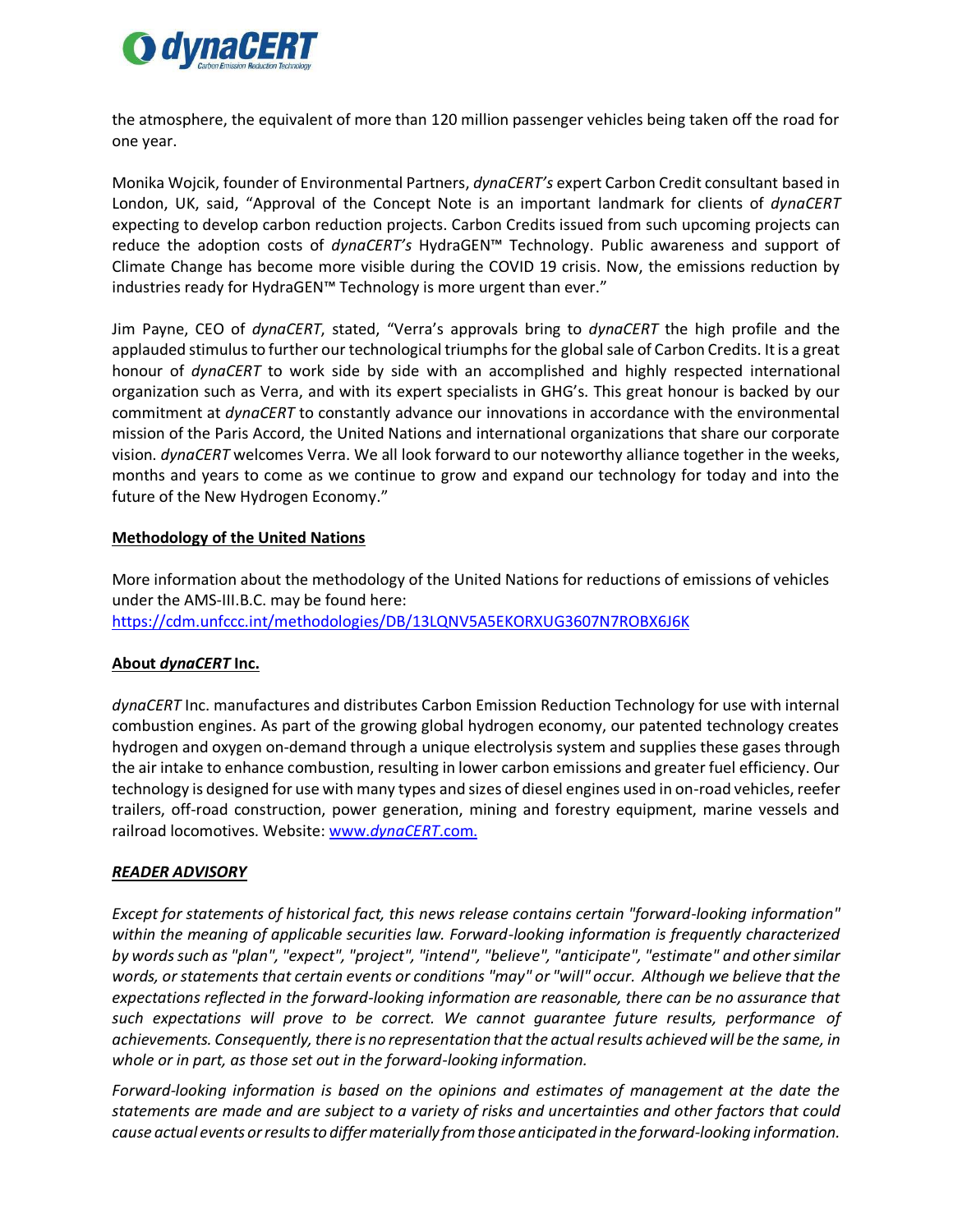the atmosphere, the equivalent of more than 120 million passenger vehicles being taken off the road for one year.

Monika Wojcik, founder of Environmental Partners, *dynaCERT's* expert Carbon Credit consultant based in London, UK, said, "Approval of the Concept Note is an important landmark for clients of *dynaCERT* expecting to develop carbon reduction projects. Carbon Credits issued from such upcoming projects can reduce the adoption costs of *dynaCERT's* HydraGEN™ Technology. Public awareness and support of Climate Change has become more visible during the COVID 19 crisis. Now, the emissions reduction by industries ready for HydraGEN™ Technology is more urgent than ever."

Jim Payne, CEO of *dynaCERT*, stated, "Verra's approvals bring to *dynaCERT* the high profile and the applauded stimulus to further our technological triumphs for the global sale of Carbon Credits. It is a great honour of *dynaCERT* to work side by side with an accomplished and highly respected international organization such as Verra, and with its expert specialists in GHG's. This great honour is backed by our commitment at *dynaCERT* to constantly advance our innovations in accordance with the environmental mission of the Paris Accord, the United Nations and international organizations that share our corporate vision. *dynaCERT* welcomes Verra. We all look forward to our noteworthy alliance together in the weeks, months and years to come as we continue to grow and expand our technology for today and into the future of the New Hydrogen Economy."

**Methodology of the United Nations**

More information about the methodology of the United Nations for reductions of emissions of vehicles under the AMS-III.B.C. may be found here:
https://cdm.unfccc.int/methodologies/DB/13LQNV5A5EKORXUG3607N7ROBX6J6K

**About *dynaCERT* Inc.**

*dynaCERT* Inc. manufactures and distributes Carbon Emission Reduction Technology for use with internal combustion engines. As part of the growing global hydrogen economy, our patented technology creates hydrogen and oxygen on-demand through a unique electrolysis system and supplies these gases through the air intake to enhance combustion, resulting in lower carbon emissions and greater fuel efficiency. Our technology is designed for use with many types and sizes of diesel engines used in on-road vehicles, reefer trailers, off-road construction, power generation, mining and forestry equipment, marine vessels and railroad locomotives. Website: www.*dynaCERT*.com.

***READER ADVISORY***

*Except for statements of historical fact, this news release contains certain "forward-looking information" within the meaning of applicable securities law. Forward-looking information is frequently characterized by words such as "plan", "expect", "project", "intend", "believe", "anticipate", "estimate" and other similar words, or statements that certain events or conditions "may" or "will" occur. Although we believe that the expectations reflected in the forward-looking information are reasonable, there can be no assurance that such expectations will prove to be correct. We cannot guarantee future results, performance of achievements. Consequently, there is no representation that the actual results achieved will be the same, in whole or in part, as those set out in the forward-looking information.*

*Forward-looking information is based on the opinions and estimates of management at the date the statements are made and are subject to a variety of risks and uncertainties and other factors that could cause actual events or results to differ materially from those anticipated in the forward-looking information.*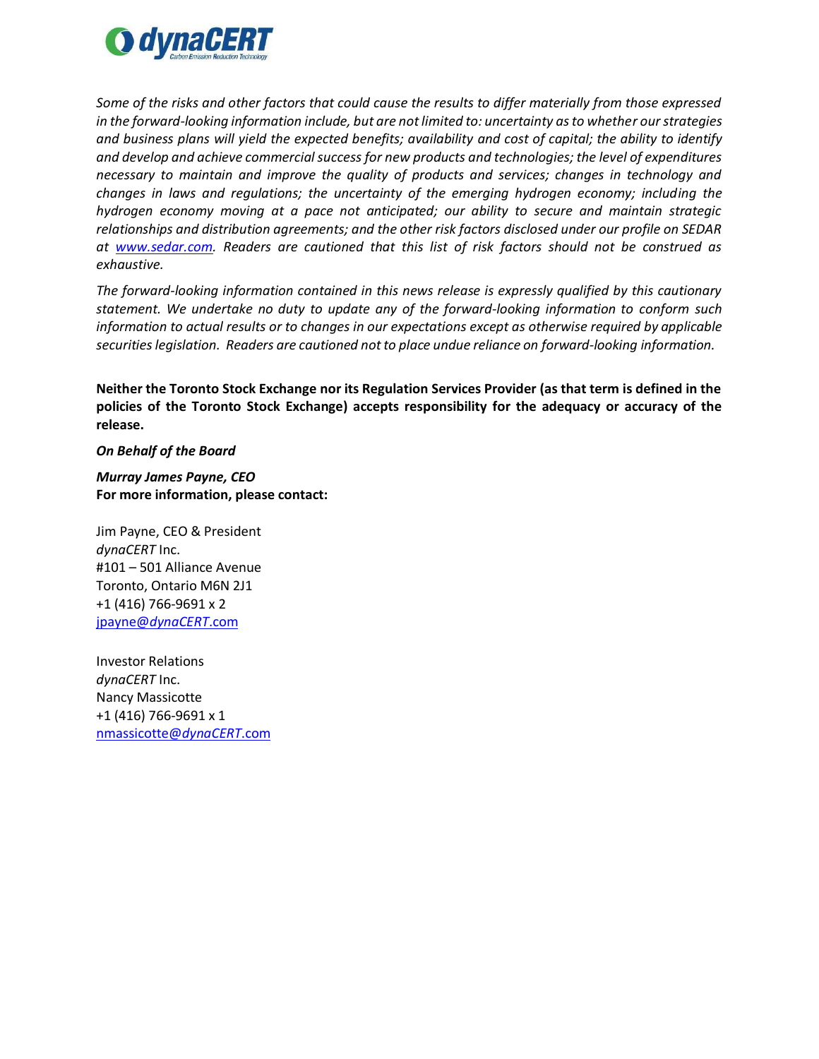*Some of the risks and other factors that could cause the results to differ materially from those expressed in the forward-looking information include, but are not limited to: uncertainty as to whether our strategies and business plans will yield the expected benefits; availability and cost of capital; the ability to identify and develop and achieve commercial success for new products and technologies; the level of expenditures necessary to maintain and improve the quality of products and services; changes in technology and changes in laws and regulations; the uncertainty of the emerging hydrogen economy; including the hydrogen economy moving at a pace not anticipated; our ability to secure and maintain strategic relationships and distribution agreements; and the other risk factors disclosed under our profile on SEDAR at [www.sedar.com](http://www.sedar.com). Readers are cautioned that this list of risk factors should not be construed as exhaustive.*

*The forward-looking information contained in this news release is expressly qualified by this cautionary statement. We undertake no duty to update any of the forward-looking information to conform such information to actual results or to changes in our expectations except as otherwise required by applicable securities legislation. Readers are cautioned not to place undue reliance on forward-looking information.*

**Neither the Toronto Stock Exchange nor its Regulation Services Provider (as that term is defined in the policies of the Toronto Stock Exchange) accepts responsibility for the adequacy or accuracy of the release.**

***On Behalf of the Board***

***Murray James Payne, CEO***
**For more information, please contact:**

Jim Payne, CEO & President
*dynaCERT* Inc.
#101 – 501 Alliance Avenue
Toronto, Ontario M6N 2J1
+1 (416) 766-9691 x 2
[jpayne@dynaCERT.com](mailto:jpayne@dynaCERT.com)

Investor Relations
*dynaCERT* Inc.
Nancy Massicotte
+1 (416) 766-9691 x 1
[nmassicotte@dynaCERT.com](mailto:nmassicotte@dynaCERT.com)